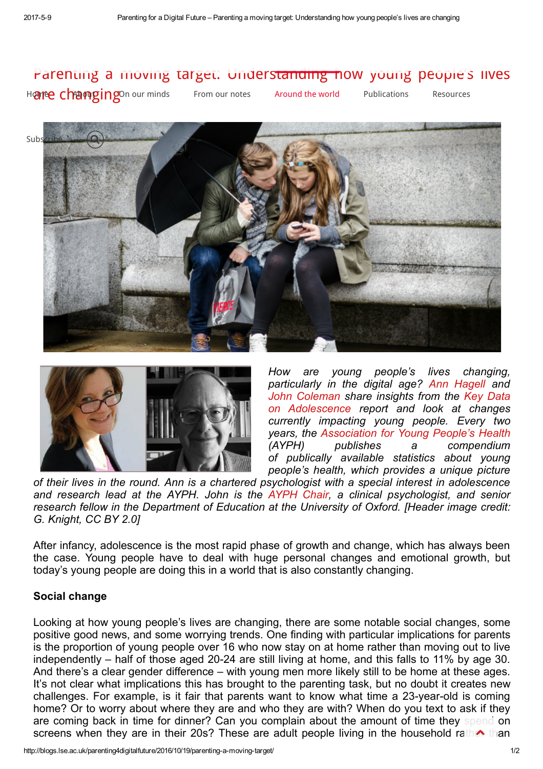# Parenting a moving target: Understanding how young people's lives are changing

*How are young people's lives changing, particularly in the digital age? Ann Hagell and John Coleman share insights from the Key Data on Adolescence report and look at changes currently impacting young people. Every two years, the Association for Young People's Health (AYPH) publishes a compendium of publically available statistics about young people's health, which provides a unique picture of their lives in the round. Ann is a chartered psychologist with a special interest in adolescence and research lead at the AYPH. John is the AYPH Chair, a clinical psychologist, and senior research fellow in the Department of Education at the University of Oxford. [Header image credit: G. Knight, CC BY 2.0]*

After infancy, adolescence is the most rapid phase of growth and change, which has always been the case. Young people have to deal with huge personal changes and emotional growth, but today's young people are doing this in a world that is also constantly changing.

### Social change

Looking at how young people's lives are changing, there are some notable social changes, some positive good news, and some worrying trends. One finding with particular implications for parents is the proportion of young people over 16 who now stay on at home rather than moving out to live independently – half of those aged 20-24 are still living at home, and this falls to 11% by age 30. And there's a clear gender difference – with young men more likely still to be home at these ages. It's not clear what implications this has brought to the parenting task, but no doubt it creates new challenges. For example, is it fair that parents want to know what time a 23-year-old is coming home? Or to worry about where they are and who they are with? When do you text to ask if they are coming back in time for dinner? Can you complain about the amount of time they spend on screens when they are in their 20s? These are adult people living in the household rather than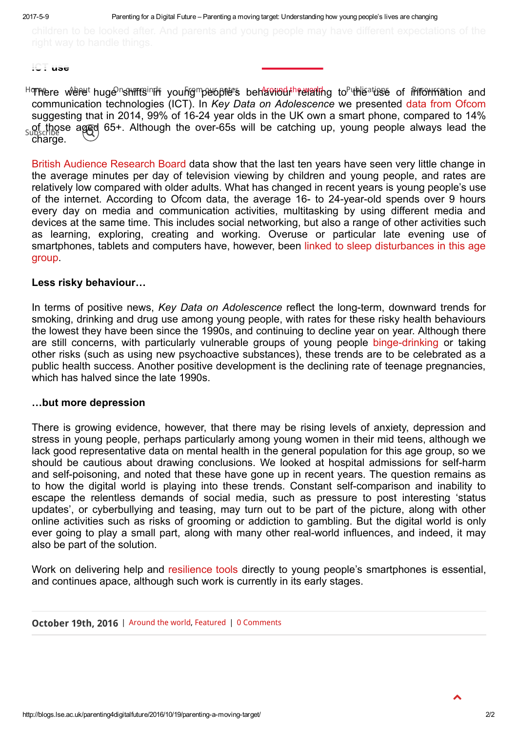children to be looked after. And parents and young people may have different expectations of the right way to handle things.

### ICT use

There were huge shifts in young people's behaviour relating to the use of information and communication technologies (ICT). In *Key Data on Adolescence* we presented data from Ofcom suggesting that in 2014, 99% of 16-24 year olds in the UK own a smart phone, compared to 14% of those aged 65+. Although the over-65s will be catching up, young people always lead the charge.

British Audience Research Board data show that the last ten years have seen very little change in the average minutes per day of television viewing by children and young people, and rates are relatively low compared with older adults. What has changed in recent years is young people's use of the internet. According to Ofcom data, the average 16- to 24-year-old spends over 9 hours every day on media and communication activities, multitasking by using different media and devices at the same time. This includes social networking, but also a range of other activities such as learning, exploring, creating and working. Overuse or particular late evening use of smartphones, tablets and computers have, however, been linked to sleep disturbances in this age group.

### Less risky behaviour…

In terms of positive news, *Key Data on Adolescence* reflect the long-term, downward trends for smoking, drinking and drug use among young people, with rates for these risky health behaviours the lowest they have been since the 1990s, and continuing to decline year on year. Although there are still concerns, with particularly vulnerable groups of young people binge-drinking or taking other risks (such as using new psychoactive substances), these trends are to be celebrated as a public health success. Another positive development is the declining rate of teenage pregnancies, which has halved since the late 1990s.

### …but more depression

There is growing evidence, however, that there may be rising levels of anxiety, depression and stress in young people, perhaps particularly among young women in their mid teens, although we lack good representative data on mental health in the general population for this age group, so we should be cautious about drawing conclusions. We looked at hospital admissions for self-harm and self-poisoning, and noted that these have gone up in recent years. The question remains as to how the digital world is playing into these trends. Constant self-comparison and inability to escape the relentless demands of social media, such as pressure to post interesting 'status updates', or cyberbullying and teasing, may turn out to be part of the picture, along with other online activities such as risks of grooming or addiction to gambling. But the digital world is only ever going to play a small part, along with many other real-world influences, and indeed, it may also be part of the solution.

Work on delivering help and resilience tools directly to young people's smartphones is essential, and continues apace, although such work is currently in its early stages.

**October 19th, 2016** | Around the world, Featured | 0 Comments